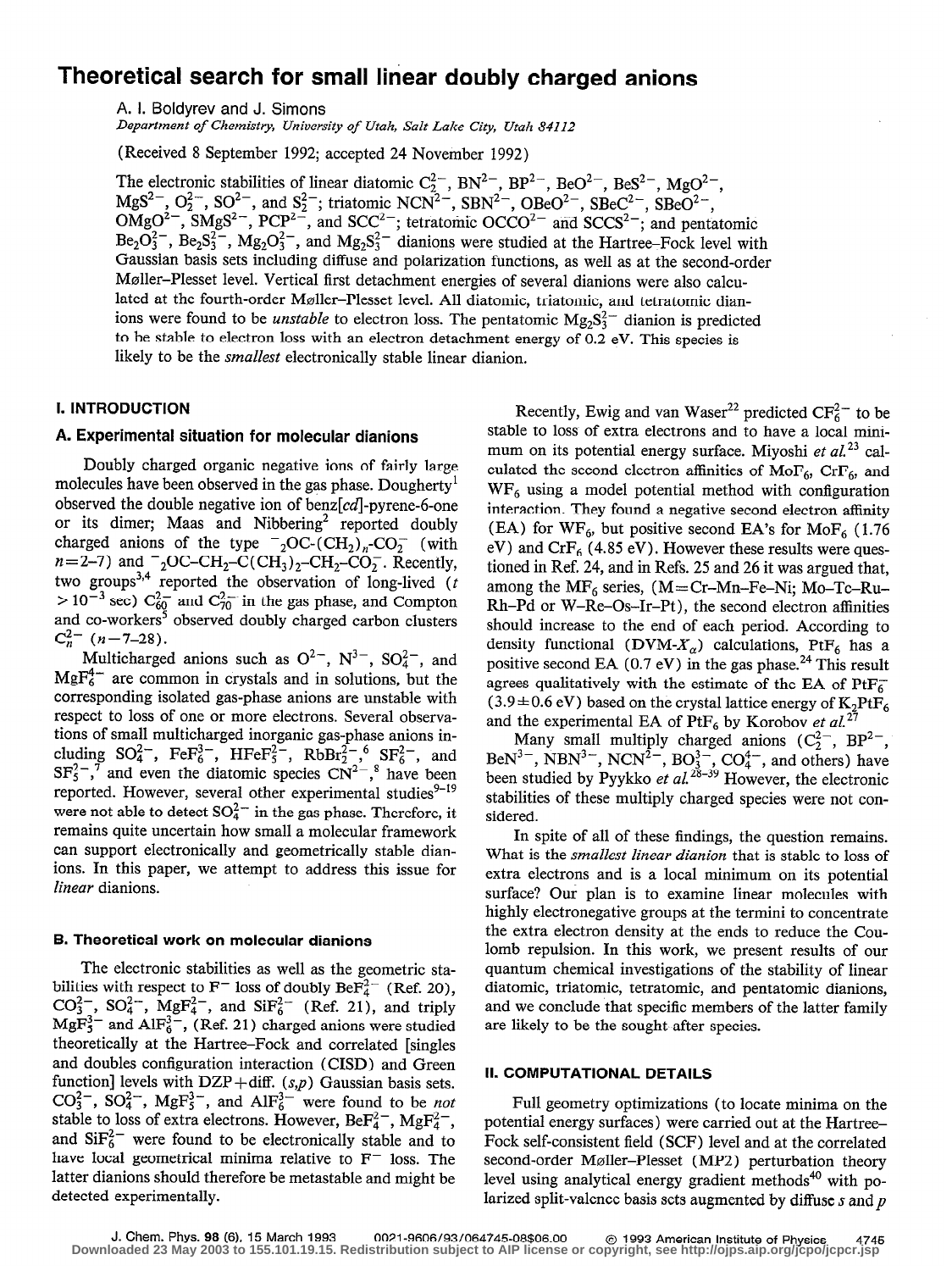# Theoretical search for small linear doubly charged anions

A. I. Boldyrev and J. Simons

*Department of Chemistry, University of Utah, Salt Lake City, Utah 84112*

(Received 8 September 1992; accepted 24 November 1992)

The electronic stabilities of linear diatomic $C_2^{2-}$, $BN^{2-}$, $BP^{2-}$, $BeO^{2-}$, $BeS^{2-}$, $MgO^{2-}$, $MgS^{2-}$, $O_2^{2-}$, $SO^{2-}$, and $S_2^{2-}$; triatomic $NCN^{2-}$, $SBN^{2-}$, $OBeO^{2-}$, $SBeC^{2-}$, $SBeO^{2-}$, $OMgO^{2-}$, $SMgS^{2-}$, $PCP^{2-}$, and $SCC^{2-}$; tetratomic $OCCO^{2-}$ and $SCCS^{2-}$; and pentatomic $Be_2O_3^{2-}$, $Be_2S_3^{2-}$, $Mg_2O_3^{2-}$, and $Mg_2S_3^{2-}$ dianions were studied at the Hartree–Fock level with Gaussian basis sets including diffuse and polarization functions, as well as at the second-order Møller–Plesset level. Vertical first detachment energies of several dianions were also calculated at the fourth-order Møller–Plesset level. All diatomic, triatomic, and tetratomic dianions were found to be *unstable* to electron loss. The pentatomic $Mg_2S_3^{2-}$ dianion is predicted to be stable to electron loss with an electron detachment energy of 0.2 eV. This species is likely to be the *smallest* electronically stable linear dianion.

## I. INTRODUCTION

### A. Experimental situation for molecular dianions

Doubly charged organic negative ions of fairly large molecules have been observed in the gas phase. Dougherty[1] observed the double negative ion of benz[*cd*]-pyrene-6-one or its dimer; Maas and Nibbering[2] reported doubly charged anions of the type $^{-}{}_2$OC-$(CH_2)_n$-$CO_2^-$ (with $n=2$–7) and $^{-}{}_2$OC–$CH_2$–C$(CH_3)_2$–$CH_2$–$CO_2^-$. Recently, two groups[3,4] reported the observation of long-lived ($t > 10^{-3}$ sec) $C_{60}^{2-}$ and $C_{70}^{2-}$ in the gas phase, and Compton and co-workers[5] observed doubly charged carbon clusters $C_n^{2-}$ ($n$–7–28).

Multicharged anions such as $O^{2-}$, $N^{3-}$, $SO_4^{2-}$, and $MgF_6^{4-}$ are common in crystals and in solutions, but the corresponding isolated gas-phase anions are unstable with respect to loss of one or more electrons. Several observations of small multicharged inorganic gas-phase anions including $SO_4^{2-}$, $FeF_6^{3-}$, $HFeF_5^{2-}$, $RbBr_2^{2-}$,[6] $SF_6^{2-}$, and $SF_5^{2-}$,[7] and even the diatomic species $CN^{2-}$,[8] have been reported. However, several other experimental studies[9–19] were not able to detect $SO_4^{2-}$ in the gas phase. Therefore, it remains quite uncertain how small a molecular framework can support electronically and geometrically stable dianions. In this paper, we attempt to address this issue for *linear* dianions.

### B. Theoretical work on molecular dianions

The electronic stabilities as well as the geometric stabilities with respect to $F^-$ loss of doubly $BeF_4^{2-}$ (Ref. 20), $CO_3^{2-}$, $SO_4^{2-}$, $MgF_4^{2-}$, and $SiF_6^{2-}$ (Ref. 21), and triply $MgF_5^{3-}$ and $AlF_6^{3-}$, (Ref. 21) charged anions were studied theoretically at the Hartree–Fock and correlated [singles and doubles configuration interaction (CISD) and Green function] levels with DZP+diff. $(s,p)$ Gaussian basis sets. $CO_3^{2-}$, $SO_4^{2-}$, $MgF_5^{3-}$, and $AlF_6^{3-}$ were found to be *not* stable to loss of extra electrons. However, $BeF_4^{2-}$, $MgF_4^{2-}$, and $SiF_6^{2-}$ were found to be electronically stable and to have local geometrical minima relative to $F^-$ loss. The latter dianions should therefore be metastable and might be detected experimentally.

Recently, Ewig and van Waser[22] predicted $CF_6^{2-}$ to be stable to loss of extra electrons and to have a local minimum on its potential energy surface. Miyoshi *et al.*[23] calculated the second electron affinities of $MoF_6$, $CrF_6$, and $WF_6$ using a model potential method with configuration interaction. They found a negative second electron affinity (EA) for $WF_6$, but positive second EA's for $MoF_6$ (1.76 eV) and $CrF_6$ (4.85 eV). However these results were questioned in Ref. 24, and in Refs. 25 and 26 it was argued that, among the $MF_6$ series, (M=Cr–Mn–Fe–Ni; Mo–Tc–Ru–Rh–Pd or W–Re–Os–Ir–Pt), the second electron affinities should increase to the end of each period. According to density functional (DVM-$X_\alpha$) calculations, $PtF_6$ has a positive second EA (0.7 eV) in the gas phase.[24] This result agrees qualitatively with the estimate of the EA of $PtF_6^-$ ($3.9 \pm 0.6$ eV) based on the crystal lattice energy of $K_2PtF_6$ and the experimental EA of $PtF_6$ by Korobov *et al.*[27]

Many small multiply charged anions ($C_2^{2-}$, $BP^{2-}$, $BeN^{3-}$, $NBN^{3-}$, $NCN^{2-}$, $BO_3^{3-}$, $CO_4^{4-}$, and others) have been studied by Pyykko *et al.*[28–39] However, the electronic stabilities of these multiply charged species were not considered.

In spite of all of these findings, the question remains. What is the *smallest linear dianion* that is stable to loss of extra electrons and is a local minimum on its potential surface? Our plan is to examine linear molecules with highly electronegative groups at the termini to concentrate the extra electron density at the ends to reduce the Coulomb repulsion. In this work, we present results of our quantum chemical investigations of the stability of linear diatomic, triatomic, tetratomic, and pentatomic dianions, and we conclude that specific members of the latter family are likely to be the sought after species.

## II. COMPUTATIONAL DETAILS

Full geometry optimizations (to locate minima on the potential energy surfaces) were carried out at the Hartree–Fock self-consistent field (SCF) level and at the correlated second-order Møller–Plesset (MP2) perturbation theory level using analytical energy gradient methods[40] with polarized split-valence basis sets augmented by diffuse $s$ and $p$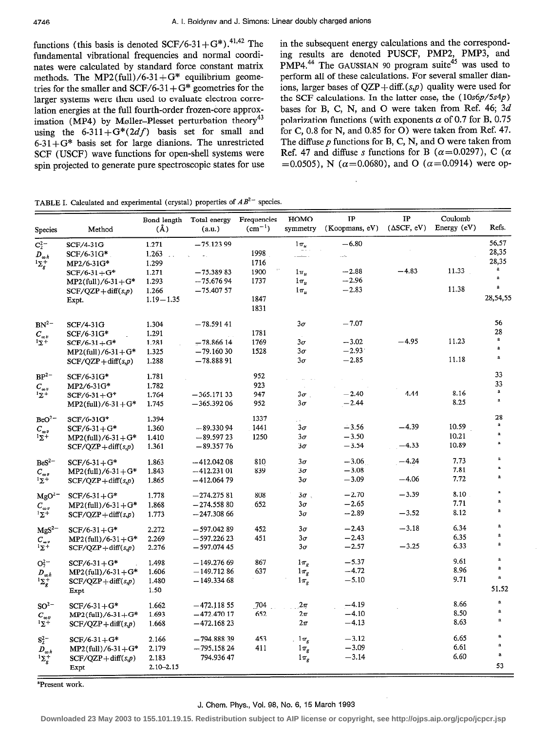functions (this basis is denoted SCF/6-31+G*).[41,42] The fundamental vibrational frequencies and normal coordinates were calculated by standard force constant matrix methods. The MP2(full)/6-31+G* equilibrium geometries for the smaller and SCF/6-31+G* geometries for the larger systems were then used to evaluate electron correlation energies at the full fourth-order frozen-core approximation (MP4) by Møller–Plesset perturbation theory[43] using the 6-311+G*(2$df$) basis set for small and 6-31+G* basis set for large dianions. The unrestricted SCF (USCF) wave functions for open-shell systems were spin projected to generate pure spectroscopic states for use in the subsequent energy calculations and the corresponding results are denoted PUSCF, PMP2, PMP3, and PMP4.[44] The GAUSSIAN 90 program suite[45] was used to perform all of these calculations. For several smaller dianions, larger bases of QZP+diff.($s,p$) quality were used for the SCF calculations. In the latter case, the (10$s$6$p$/5$s$4$p$) bases for B, C, N, and O were taken from Ref. 46; 3$d$ polarization functions (with exponents $\alpha$ of 0.7 for B, 0.75 for C, 0.8 for N, and 0.85 for O) were taken from Ref. 47. The diffuse $p$ functions for B, C, N, and O were taken from Ref. 47 and diffuse $s$ functions for B ($\alpha$=0.0297), C ($\alpha$=0.0505), N ($\alpha$=0.0680), and O ($\alpha$=0.0914) were op-

TABLE I. Calculated and experimental (crystal) properties of $AB^{2-}$ species.

| Species | Method | Bond length (Å) | Total energy (a.u.) | Frequencies (cm$^{-1}$) | HOMO symmetry | IP (Koopmans, eV) | IP (ΔSCF, eV) | Coulomb Energy (eV) | Refs. |
|---|---|---|---|---|---|---|---|---|---|
| $C_2^{2-}$ | SCF/4-31G | 1.271 | −75.123 99 | | $1\pi_u$ | −6.80 | | | 56,57 |
| $D_{\infty h}$ | SCF/6-31G* | 1.263 | | 1998 | | | | | 28,35 |
| $^1\Sigma_g^+$ | MP2/6-31G* | 1.299 | | 1716 | | | | | 28,35 |
| | SCF/6-31+G* | 1.271 | −75.389 83 | 1900 | $1\pi_u$ | −2.88 | −4.83 | 11.33 | a |
| | MP2(full)/6-31+G* | 1.293 | −75.676 94 | 1737 | $1\pi_u$ | −2.96 | | | a |
| | SCF/QZP+diff($s,p$) | 1.266 | −75.407 57 | | $1\pi_u$ | −2.83 | | 11.38 | a |
| | Expt. | 1.19−1.35 | | 1847 | | | | | 28,54,55 |
| | | | | 1831 | | | | | |
| $BN^{2-}$ | SCF/4-31G | 1.304 | −78.591 41 | | $3\sigma$ | −7.07 | | | 56 |
| $C_{\infty v}$ | SCF/6-31G* | 1.291 | | 1781 | | | | | 28 |
| $^1\Sigma^+$ | SCF/6-31+G* | 1.281 | −78.866 14 | 1769 | $3\sigma$ | −3.02 | −4.95 | 11.23 | a |
| | MP2(full)/6-31+G* | 1.325 | −79.160 30 | 1528 | $3\sigma$ | −2.93 | | | a |
| | SCF/QZP+diff($s,p$) | 1.288 | −78.888 91 | | $3\sigma$ | −2.85 | | 11.18 | a |
| $BP^{2-}$ | SCF/6-31G* | 1.781 | | 952 | | | | | 33 |
| $C_{\infty v}$ | MP2/6-31G* | 1.782 | | 923 | | | | | 33 |
| $^1\Sigma^+$ | SCF/6-31+G* | 1.764 | −365.171 33 | 947 | $3\sigma$ | −2.40 | 4.44 | 8.16 | a |
| | MP2(full)/6-31+G* | 1.745 | −365.392 06 | 952 | $3\sigma$ | −2.44 | | 8.25 | a |
| $BeO^{2-}$ | SCF/6-31G* | 1.394 | | 1337 | | | | | 28 |
| $C_{\infty v}$ | SCF/6-31+G* | 1.360 | −89.330 94 | 1441 | $3\sigma$ | −3.56 | −4.39 | 10.59 | a |
| $^1\Sigma^+$ | MP2(full)/6-31+G* | 1.410 | −89.597 23 | 1250 | $3\sigma$ | −3.50 | | 10.21 | a |
| | SCF/QZP+diff($s,p$) | 1.361 | −89.357 76 | | $3\sigma$ | −3.54 | −4.33 | 10.89 | a |
| $BeS^{2-}$ | SCF/6-31+G* | 1.863 | −412.042 08 | 810 | $3\sigma$ | −3.06 | −4.24 | 7.73 | a |
| $C_{\infty v}$ | MP2(full)/6-31+G* | 1.843 | −412.231 01 | 839 | $3\sigma$ | −3.08 | | 7.81 | a |
| $^1\Sigma^+$ | SCF/QZP+diff($s,p$) | 1.865 | −412.064 79 | | $3\sigma$ | −3.09 | −4.06 | 7.72 | a |
| $MgO^{2-}$ | SCF/6-31+G* | 1.778 | −274.275 81 | 808 | $3\sigma$ | −2.70 | −3.39 | 8.10 | a |
| $C_{\infty v}$ | MP2(full)/6-31+G* | 1.868 | −274.558 80 | 652 | $3\sigma$ | −2.65 | | 7.71 | a |
| $^1\Sigma^+$ | SCF/QZP+diff($s,p$) | 1.773 | −247.308 66 | | $3\sigma$ | −2.89 | −3.52 | 8.12 | a |
| $MgS^{2-}$ | SCF/6-31+G* | 2.272 | −597.042 89 | 452 | $3\sigma$ | −2.43 | −3.18 | 6.34 | a |
| $C_{\infty v}$ | MP2(full)/6-31+G* | 2.269 | −597.226 23 | 451 | $3\sigma$ | −2.43 | | 6.35 | a |
| $^1\Sigma^+$ | SCF/QZP+diff($s,p$) | 2.276 | −597.074 45 | | $3\sigma$ | −2.57 | −3.25 | 6.33 | a |
| $O_2^{2-}$ | SCF/6-31+G* | 1.498 | −149.276 69 | 867 | $1\pi_g$ | −5.37 | | 9.61 | a |
| $D_{\infty h}$ | MP2(full)/6-31+G* | 1.606 | −149.712 86 | 637 | $1\pi_g$ | −4.72 | | 8.96 | a |
| $^1\Sigma_g^+$ | SCF/QZP+diff($s,p$) | 1.480 | −149.334 68 | | $1\pi_g$ | −5.10 | | 9.71 | a |
| | Expt | 1.50 | | | | | | | 51,52 |
| $SO^{2-}$ | SCF/6-31+G* | 1.662 | −472.118 55 | 704 | $2\pi$ | −4.19 | | 8.66 | a |
| $C_{\infty v}$ | MP2(full)/6-31+G* | 1.693 | −472.470 17 | 652 | $2\pi$ | −4.10 | | 8.50 | a |
| $^1\Sigma^+$ | SCF/QZP+diff($s,p$) | 1.668 | −472.168 23 | | $2\pi$ | −4.13 | | 8.63 | a |
| $S_2^{2-}$ | SCF/6-31+G* | 2.166 | −794.888 39 | 453 | $1\pi_g$ | −3.12 | | 6.65 | a |
| $D_{\infty h}$ | MP2(full)/6-31+G* | 2.179 | −795.158 24 | 411 | $1\pi_g$ | −3.09 | | 6.61 | a |
| $^1\Sigma_g^+$ | SCF/QZP+diff($s,p$) | 2.183 | 794.936 47 | | $1\pi_g$ | −3.14 | | 6.60 | a |
| | Expt | 2.10–2.15 | | | | | | | 53 |

[a]Present work.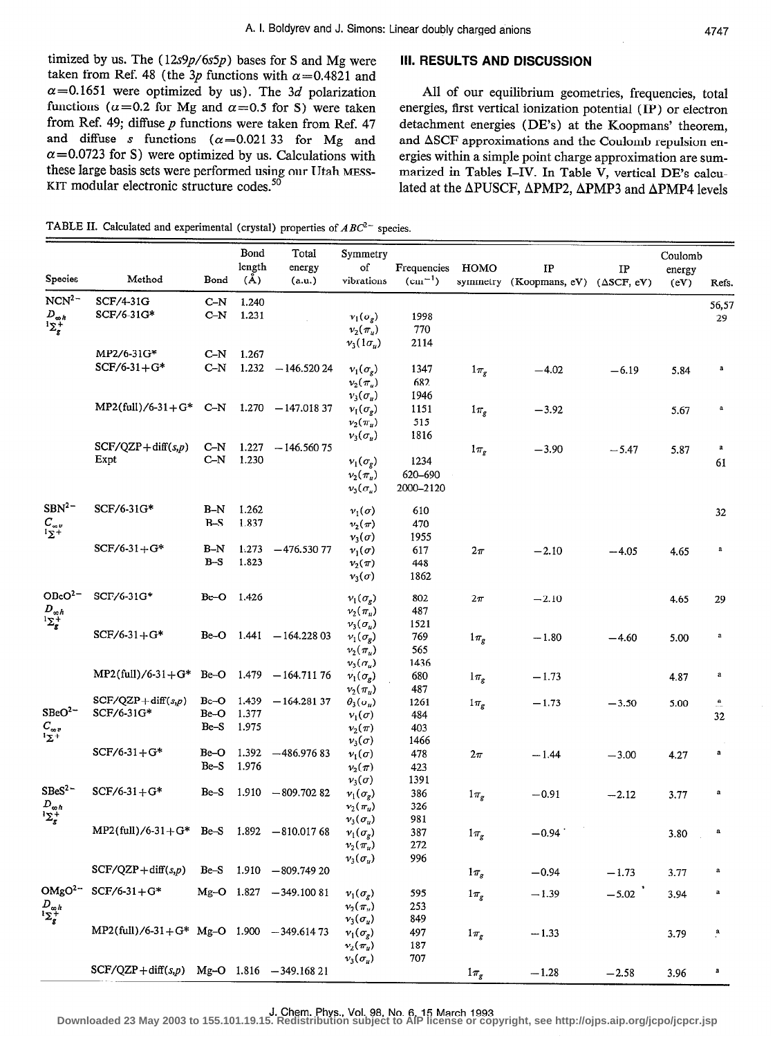timized by us. The (12*s*9*p*/6*s*5*p*) bases for S and Mg were taken from Ref. 48 (the 3*p* functions with $\alpha=0.4821$ and $\alpha=0.1651$ were optimized by us). The 3*d* polarization functions ($\alpha=0.2$ for Mg and $\alpha=0.5$ for S) were taken from Ref. 49; diffuse *p* functions were taken from Ref. 47 and diffuse *s* functions ($\alpha=0.021\,33$ for Mg and $\alpha=0.0723$ for S) were optimized by us. Calculations with these large basis sets were performed using our Utah MESS-KIT modular electronic structure codes.[50]

## III. RESULTS AND DISCUSSION

All of our equilibrium geometries, frequencies, total energies, first vertical ionization potential (IP) or electron detachment energies (DE's) at the Koopmans' theorem, and ΔSCF approximations and the Coulomb repulsion energies within a simple point charge approximation are summarized in Tables I–IV. In Table V, vertical DE's calculated at the ΔPUSCF, ΔPMP2, ΔPMP3 and ΔPMP4 levels

TABLE II. Calculated and experimental (crystal) properties of $ABC^{2-}$ species.

| Species | Method | Bond | Bond length (Å) | Total energy (a.u.) | Symmetry of vibrations | Frequencies (cm$^{-1}$) | HOMO symmetry | IP (Koopmans, eV) | IP (ΔSCF, eV) | Coulomb energy (eV) | Refs. |
|---|---|---|---|---|---|---|---|---|---|---|---|
| $NCN^{2-}$ | SCF/4-31G | C–N | 1.240 | | | | | | | | 56,57 |
| $D_{\infty h}$ | SCF/6-31G* | C–N | 1.231 | | $\nu_1(\sigma_g)$ | 1998 | | | | | 29 |
| $^1\Sigma_g^+$ | | | | | $\nu_2(\pi_u)$ | 770 | | | | | |
| | | | | | $\nu_3(1\sigma_u)$ | 2114 | | | | | |
| | MP2/6-31G* | C–N | 1.267 | | | | | | | | |
| | SCF/6-31+G* | C–N | 1.232 | −146.520 24 | $\nu_1(\sigma_g)$ | 1347 | $1\pi_g$ | −4.02 | −6.19 | 5.84 | a |
| | | | | | $\nu_2(\pi_u)$ | 682 | | | | | |
| | | | | | $\nu_3(\sigma_u)$ | 1946 | | | | | |
| | MP2(full)/6-31+G* | C–N | 1.270 | −147.018 37 | $\nu_1(\sigma_g)$ | 1151 | $1\pi_g$ | −3.92 | | 5.67 | a |
| | | | | | $\nu_2(\pi_u)$ | 515 | | | | | |
| | | | | | $\nu_3(\sigma_u)$ | 1816 | | | | | |
| | SCF/QZP+diff(*s*,*p*) | C–N | 1.227 | −146.560 75 | | | $1\pi_g$ | −3.90 | −5.47 | 5.87 | a |
| | Expt | C–N | 1.230 | | $\nu_1(\sigma_g)$ | 1234 | | | | | 61 |
| | | | | | $\nu_2(\pi_u)$ | 620–690 | | | | | |
| | | | | | $\nu_3(\sigma_u)$ | 2000–2120 | | | | | |
| $SBN^{2-}$ | SCF/6-31G* | B–N | 1.262 | | $\nu_1(\sigma)$ | 610 | | | | | 32 |
| $C_{\infty v}$ | | B–S | 1.837 | | $\nu_2(\pi)$ | 470 | | | | | |
| $^1\Sigma^+$ | | | | | $\nu_3(\sigma)$ | 1955 | | | | | |
| | SCF/6-31+G* | B–N | 1.273 | −476.530 77 | $\nu_1(\sigma)$ | 617 | $2\pi$ | −2.10 | −4.05 | 4.65 | a |
| | | B–S | 1.823 | | $\nu_2(\pi)$ | 448 | | | | | |
| | | | | | $\nu_3(\sigma)$ | 1862 | | | | | |
| $OBeO^{2-}$ | SCF/6-31G* | Be–O | 1.426 | | $\nu_1(\sigma_g)$ | 802 | $2\pi$ | −2.10 | | 4.65 | 29 |
| $D_{\infty h}$ | | | | | $\nu_2(\pi_u)$ | 487 | | | | | |
| $^1\Sigma_g^+$ | | | | | $\nu_3(\sigma_u)$ | 1521 | | | | | |
| | SCF/6-31+G* | Be–O | 1.441 | −164.228 03 | $\nu_1(\sigma_g)$ | 769 | $1\pi_g$ | −1.80 | −4.60 | 5.00 | a |
| | | | | | $\nu_2(\pi_u)$ | 565 | | | | | |
| | | | | | $\nu_3(\sigma_u)$ | 1436 | | | | | |
| | MP2(full)/6-31+G* | Be–O | 1.479 | −164.711 76 | $\nu_1(\sigma_g)$ | 680 | $1\pi_g$ | −1.73 | | 4.87 | a |
| | | | | | $\nu_2(\pi_u)$ | 487 | | | | | |
| | SCF/QZP+diff(*s*,*p*) | Be–O | 1.439 | −164.281 37 | $\vartheta_3(\sigma_u)$ | 1261 | $1\pi_g$ | −1.73 | −3.50 | 5.00 | a |
| $SBeO^{2-}$ | SCF/6-31G* | Be–O | 1.377 | | $\nu_1(\sigma)$ | 484 | | | | | 32 |
| $C_{\infty v}$ | | Be–S | 1.975 | | $\nu_2(\pi)$ | 403 | | | | | |
| $^1\Sigma^+$ | | | | | $\nu_3(\sigma)$ | 1466 | | | | | |
| | SCF/6-31+G* | Be–O | 1.392 | −486.976 83 | $\nu_1(\sigma)$ | 478 | $2\pi$ | −1.44 | −3.00 | 4.27 | a |
| | | Be–S | 1.976 | | $\nu_2(\pi)$ | 423 | | | | | |
| | | | | | $\nu_3(\sigma)$ | 1391 | | | | | |
| $SBeS^{2-}$ | SCF/6-31+G* | Be–S | 1.910 | −809.702 82 | $\nu_1(\sigma_g)$ | 386 | $1\pi_g$ | −0.91 | −2.12 | 3.77 | a |
| $D_{\infty h}$ | | | | | $\nu_2(\pi_u)$ | 326 | | | | | |
| $^1\Sigma_g^+$ | | | | | $\nu_3(\sigma_u)$ | 981 | | | | | |
| | MP2(full)/6-31+G* | Be–S | 1.892 | −810.017 68 | $\nu_1(\sigma_g)$ | 387 | $1\pi_g$ | −0.94 | | 3.80 | a |
| | | | | | $\nu_2(\pi_u)$ | 272 | | | | | |
| | | | | | $\nu_3(\sigma_u)$ | 996 | | | | | |
| | SCF/QZP+diff(*s*,*p*) | Be–S | 1.910 | −809.749 20 | | | $1\pi_g$ | −0.94 | −1.73 | 3.77 | a |
| $OMgO^{2-}$ | SCF/6-31+G* | Mg–O | 1.827 | −349.100 81 | $\nu_1(\sigma_g)$ | 595 | $1\pi_g$ | −1.39 | −5.02 | 3.94 | a |
| $D_{\infty h}$ | | | | | $\nu_2(\pi_u)$ | 253 | | | | | |
| $^1\Sigma_g^+$ | | | | | $\nu_3(\sigma_u)$ | 849 | | | | | |
| | MP2(full)/6-31+G* | Mg–O | 1.900 | −349.614 73 | $\nu_1(\sigma_g)$ | 497 | $1\pi_g$ | −1.33 | | 3.79 | a |
| | | | | | $\nu_2(\pi_u)$ | 187 | | | | | |
| | | | | | $\nu_3(\sigma_u)$ | 707 | | | | | |
| | SCF/QZP+diff(*s*,*p*) | Mg–O | 1.816 | −349.168 21 | | | $1\pi_g$ | −1.28 | −2.58 | 3.96 | a |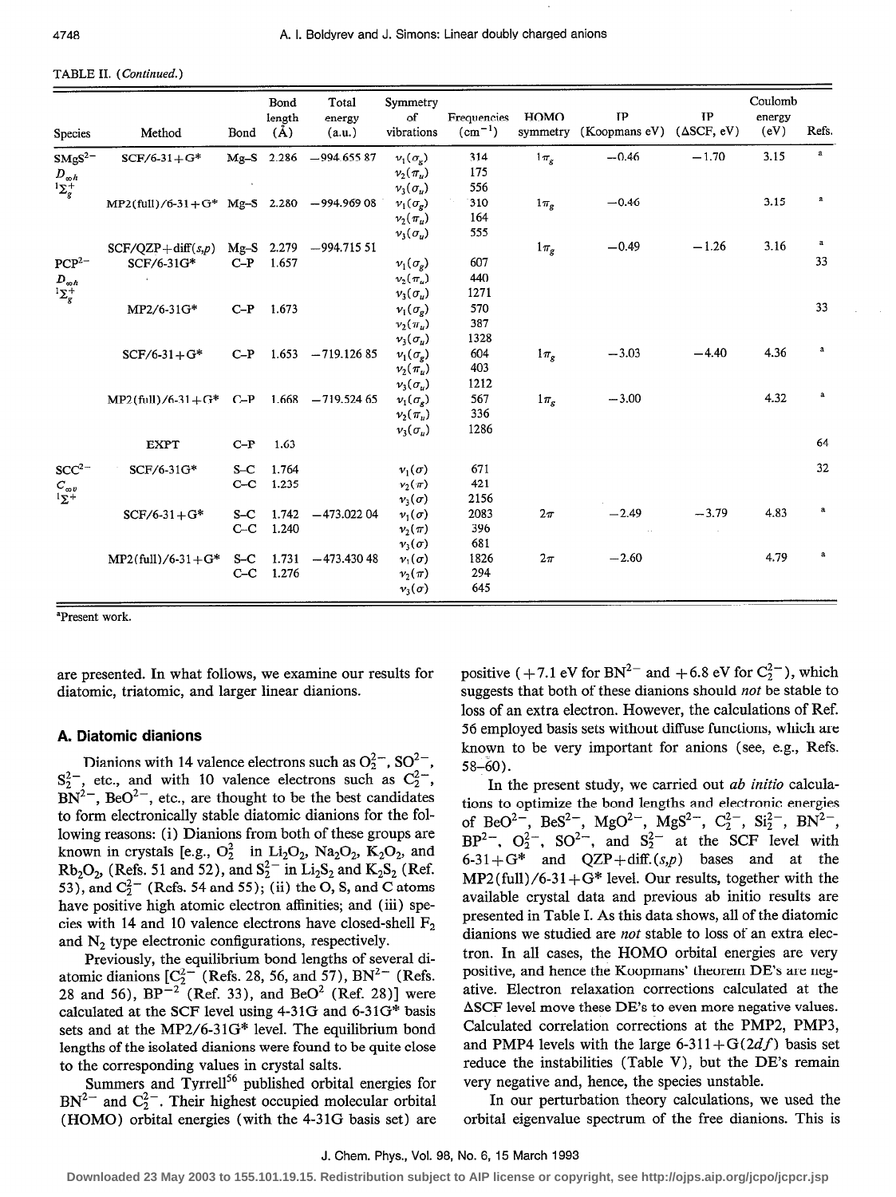TABLE II. (*Continued.*)

| Species | Method | Bond | Bond length (Å) | Total energy (a.u.) | Symmetry of vibrations | Frequencies ($cm^{-1}$) | HOMO symmetry | IP (Koopmans eV) | IP (ΔSCF, eV) | Coulomb energy (eV) | Refs. |
|---|---|---|---|---|---|---|---|---|---|---|---|
| $SMgS^{2-}$ | SCF/6-31+G* | Mg–S | 2.286 | −994.655 87 | $\nu_1(\sigma_g)$ | 314 | $1\pi_g$ | −0.46 | −1.70 | 3.15 | a |
| $D_{\infty h}$ | | | | | $\nu_2(\pi_u)$ | 175 | | | | | |
| $^1\Sigma_g^+$ | | | | | $\nu_3(\sigma_u)$ | 556 | | | | | |
| | MP2(full)/6-31+G* | Mg–S | 2.280 | −994.969 08 | $\nu_1(\sigma_g)$ | 310 | $1\pi_g$ | −0.46 | | 3.15 | a |
| | | | | | $\nu_2(\pi_u)$ | 164 | | | | | |
| | | | | | $\nu_3(\sigma_u)$ | 555 | | | | | |
| | SCF/QZP+diff(*s,p*) | Mg–S | 2.279 | −994.715 51 | | | $1\pi_g$ | −0.49 | −1.26 | 3.16 | a |
| $PCP^{2-}$ | SCF/6-31G* | C–P | 1.657 | | $\nu_1(\sigma_g)$ | 607 | | | | | 33 |
| $D_{\infty h}$ | | | | | $\nu_2(\pi_u)$ | 440 | | | | | |
| $^1\Sigma_g^+$ | | | | | $\nu_3(\sigma_u)$ | 1271 | | | | | |
| | MP2/6-31G* | C–P | 1.673 | | $\nu_1(\sigma_g)$ | 570 | | | | | 33 |
| | | | | | $\nu_2(\pi_u)$ | 387 | | | | | |
| | | | | | $\nu_3(\sigma_u)$ | 1328 | | | | | |
| | SCF/6-31+G* | C–P | 1.653 | −719.126 85 | $\nu_1(\sigma_g)$ | 604 | $1\pi_g$ | −3.03 | −4.40 | 4.36 | a |
| | | | | | $\nu_2(\pi_u)$ | 403 | | | | | |
| | | | | | $\nu_3(\sigma_u)$ | 1212 | | | | | |
| | MP2(full)/6-31+G* | C–P | 1.668 | −719.524 65 | $\nu_1(\sigma_g)$ | 567 | $1\pi_g$ | −3.00 | | 4.32 | a |
| | | | | | $\nu_2(\pi_u)$ | 336 | | | | | |
| | | | | | $\nu_3(\sigma_u)$ | 1286 | | | | | |
| | EXPT | C–P | 1.63 | | | | | | | | 64 |
| $SCC^{2-}$ | SCF/6-31G* | S–C | 1.764 | | $\nu_1(\sigma)$ | 671 | | | | | 32 |
| $C_{\infty v}$ | | C–C | 1.235 | | $\nu_2(\pi)$ | 421 | | | | | |
| $^1\Sigma^+$ | | | | | $\nu_3(\sigma)$ | 2156 | | | | | |
| | SCF/6-31+G* | S–C | 1.742 | −473.022 04 | $\nu_1(\sigma)$ | 2083 | $2\pi$ | −2.49 | −3.79 | 4.83 | a |
| | | C–C | 1.240 | | $\nu_2(\pi)$ | 396 | | | | | |
| | | | | | $\nu_3(\sigma)$ | 681 | | | | | |
| | MP2(full)/6-31+G* | S–C | 1.731 | −473.430 48 | $\nu_1(\sigma)$ | 1826 | $2\pi$ | −2.60 | | 4.79 | a |
| | | C–C | 1.276 | | $\nu_2(\pi)$ | 294 | | | | | |
| | | | | | $\nu_3(\sigma)$ | 645 | | | | | |

[a]Present work.

are presented. In what follows, we examine our results for diatomic, triatomic, and larger linear dianions.

## A. Diatomic dianions

Dianions with 14 valence electrons such as $O_2^{2-}$, $SO^{2-}$, $S_2^{2-}$, etc., and with 10 valence electrons such as $C_2^{2-}$, $BN^{2-}$, $BeO^{2-}$, etc., are thought to be the best candidates to form electronically stable diatomic dianions for the following reasons: (i) Dianions from both of these groups are known in crystals [e.g., $O_2^2$ in $Li_2O_2$, $Na_2O_2$, $K_2O_2$, and $Rb_2O_2$, (Refs. 51 and 52), and $S_2^{2-}$ in $Li_2S_2$ and $K_2S_2$ (Ref. 53), and $C_2^{2-}$ (Refs. 54 and 55); (ii) the O, S, and C atoms have positive high atomic electron affinities; and (iii) species with 14 and 10 valence electrons have closed-shell $F_2$ and $N_2$ type electronic configurations, respectively.

Previously, the equilibrium bond lengths of several diatomic dianions [$C_2^{2-}$ (Refs. 28, 56, and 57), $BN^{2-}$ (Refs. 28 and 56), $BP^{-2}$ (Ref. 33), and $BeO^2$ (Ref. 28)] were calculated at the SCF level using 4-31G and 6-31G* basis sets and at the MP2/6-31G* level. The equilibrium bond lengths of the isolated dianions were found to be quite close to the corresponding values in crystal salts.

Summers and Tyrrell[56] published orbital energies for $BN^{2-}$ and $C_2^{2-}$. Their highest occupied molecular orbital (HOMO) orbital energies (with the 4-31G basis set) are positive (+7.1 eV for $BN^{2-}$ and +6.8 eV for $C_2^{2-}$), which suggests that both of these dianions should *not* be stable to loss of an extra electron. However, the calculations of Ref. 56 employed basis sets without diffuse functions, which are known to be very important for anions (see, e.g., Refs. 58–60).

In the present study, we carried out *ab initio* calculations to optimize the bond lengths and electronic energies of $BeO^{2-}$, $BeS^{2-}$, $MgO^{2-}$, $MgS^{2-}$, $C_2^{2-}$, $Si_2^{2-}$, $BN^{2-}$, $BP^{2-}$, $O_2^{2-}$, $SO^{2-}$, and $S_2^{2-}$ at the SCF level with 6-31+G* and QZP+diff.(*s,p*) bases and at the MP2(full)/6-31+G* level. Our results, together with the available crystal data and previous ab initio results are presented in Table I. As this data shows, all of the diatomic dianions we studied are *not* stable to loss of an extra electron. In all cases, the HOMO orbital energies are very positive, and hence the Koopmans' theorem DE's are negative. Electron relaxation corrections calculated at the ΔSCF level move these DE's to even more negative values. Calculated correlation corrections at the PMP2, PMP3, and PMP4 levels with the large 6-311+G(2*df*) basis set reduce the instabilities (Table V), but the DE's remain very negative and, hence, the species unstable.

In our perturbation theory calculations, we used the orbital eigenvalue spectrum of the free dianions. This is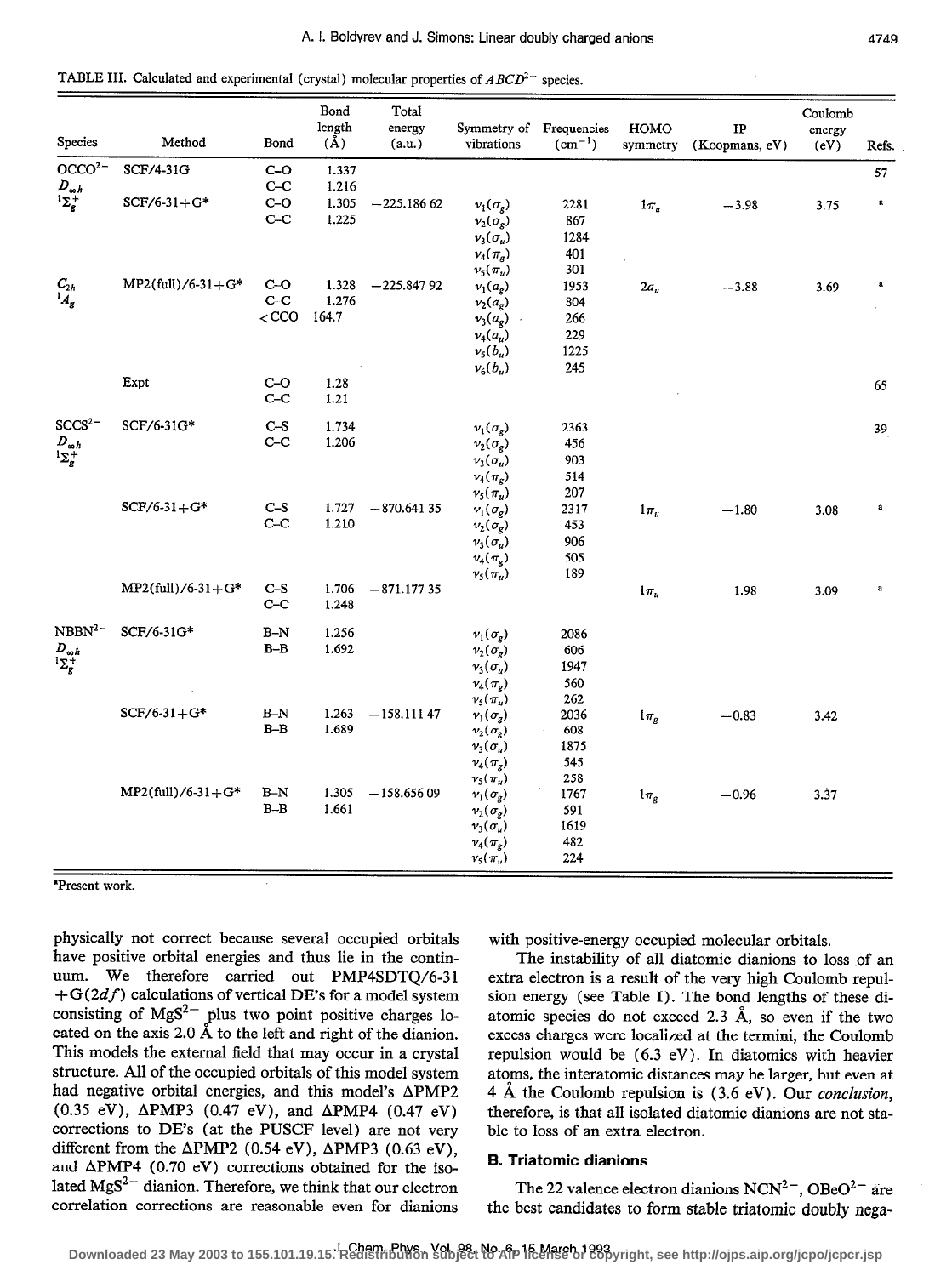TABLE III. Calculated and experimental (crystal) molecular properties of $ABCD^{2-}$ species.

| Species | Method | Bond | Bond length (Å) | Total energy (a.u.) | Symmetry of vibrations | Frequencies ($cm^{-1}$) | HOMO symmetry | IP (Koopmans, eV) | Coulomb energy (eV) | Refs. |
|---|---|---|---|---|---|---|---|---|---|---|
| $OCCO^{2-}$ | SCF/4-31G | C–O | 1.337 | | | | | | | 57 |
| $D_{\infty h}$ | | C–C | 1.216 | | | | | | | |
| $^1\Sigma_g^+$ | SCF/6-31+G* | C–O | 1.305 | −225.186 62 | $\nu_1(\sigma_g)$ | 2281 | $1\pi_u$ | −3.98 | 3.75 | a |
| | | C–C | 1.225 | | $\nu_2(\sigma_g)$ | 867 | | | | |
| | | | | | $\nu_3(\sigma_u)$ | 1284 | | | | |
| | | | | | $\nu_4(\pi_g)$ | 401 | | | | |
| | | | | | $\nu_5(\pi_u)$ | 301 | | | | |
| $C_{2h}$ | MP2(full)/6-31+G* | C–O | 1.328 | −225.847 92 | $\nu_1(a_g)$ | 1953 | $2a_u$ | −3.88 | 3.69 | a |
| $^1A_g$ | | C–C | 1.276 | | $\nu_2(a_g)$ | 804 | | | | |
| | | <CCO | 164.7 | | $\nu_3(a_g)$ | 266 | | | | |
| | | | | | $\nu_4(a_u)$ | 229 | | | | |
| | | | | | $\nu_5(b_u)$ | 1225 | | | | |
| | | | | | $\nu_6(b_u)$ | 245 | | | | |
| | Expt | C–O | 1.28 | | | | | | | 65 |
| | | C–C | 1.21 | | | | | | | |
| $SCCS^{2-}$ | SCF/6-31G* | C–S | 1.734 | | $\nu_1(\sigma_g)$ | 2363 | | | | 39 |
| $D_{\infty h}$ | | C–C | 1.206 | | $\nu_2(\sigma_g)$ | 456 | | | | |
| $^1\Sigma_g^+$ | | | | | $\nu_3(\sigma_u)$ | 903 | | | | |
| | | | | | $\nu_4(\pi_g)$ | 514 | | | | |
| | | | | | $\nu_5(\pi_u)$ | 207 | | | | |
| | SCF/6-31+G* | C–S | 1.727 | −870.641 35 | $\nu_1(\sigma_g)$ | 2317 | $1\pi_u$ | −1.80 | 3.08 | a |
| | | C–C | 1.210 | | $\nu_2(\sigma_g)$ | 453 | | | | |
| | | | | | $\nu_3(\sigma_u)$ | 906 | | | | |
| | | | | | $\nu_4(\pi_g)$ | 505 | | | | |
| | | | | | $\nu_5(\pi_u)$ | 189 | | | | |
| | MP2(full)/6-31+G* | C–S | 1.706 | −871.177 35 | | | $1\pi_u$ | 1.98 | 3.09 | a |
| | | C–C | 1.248 | | | | | | | |
| $NBBN^{2-}$ | SCF/6-31G* | B–N | 1.256 | | $\nu_1(\sigma_g)$ | 2086 | | | | |
| $D_{\infty h}$ | | B–B | 1.692 | | $\nu_2(\sigma_g)$ | 606 | | | | |
| $^1\Sigma_g^+$ | | | | | $\nu_3(\sigma_u)$ | 1947 | | | | |
| | | | | | $\nu_4(\pi_g)$ | 560 | | | | |
| | | | | | $\nu_5(\pi_u)$ | 262 | | | | |
| | SCF/6-31+G* | B–N | 1.263 | −158.111 47 | $\nu_1(\sigma_g)$ | 2036 | $1\pi_g$ | −0.83 | 3.42 | |
| | | B–B | 1.689 | | $\nu_2(\sigma_g)$ | 608 | | | | |
| | | | | | $\nu_3(\sigma_u)$ | 1875 | | | | |
| | | | | | $\nu_4(\pi_g)$ | 545 | | | | |
| | | | | | $\nu_5(\pi_u)$ | 258 | | | | |
| | MP2(full)/6-31+G* | B–N | 1.305 | −158.656 09 | $\nu_1(\sigma_g)$ | 1767 | $1\pi_g$ | −0.96 | 3.37 | |
| | | B–B | 1.661 | | $\nu_2(\sigma_g)$ | 591 | | | | |
| | | | | | $\nu_3(\sigma_u)$ | 1619 | | | | |
| | | | | | $\nu_4(\pi_g)$ | 482 | | | | |
| | | | | | $\nu_5(\pi_u)$ | 224 | | | | |

[a]Present work.

physically not correct because several occupied orbitals have positive orbital energies and thus lie in the continuum. We therefore carried out PMP4SDTQ/6-31+G(2*df*) calculations of vertical DE's for a model system consisting of $MgS^{2-}$ plus two point positive charges located on the axis 2.0 Å to the left and right of the dianion. This models the external field that may occur in a crystal structure. All of the occupied orbitals of this model system had negative orbital energies, and this model's ΔPMP2 (0.35 eV), ΔPMP3 (0.47 eV), and ΔPMP4 (0.47 eV) corrections to DE's (at the PUSCF level) are not very different from the ΔPMP2 (0.54 eV), ΔPMP3 (0.63 eV), and ΔPMP4 (0.70 eV) corrections obtained for the isolated $MgS^{2-}$ dianion. Therefore, we think that our electron correlation corrections are reasonable even for dianions with positive-energy occupied molecular orbitals.

The instability of all diatomic dianions to loss of an extra electron is a result of the very high Coulomb repulsion energy (see Table I). The bond lengths of these diatomic species do not exceed 2.3 Å, so even if the two excess charges were localized at the termini, the Coulomb repulsion would be (6.3 eV). In diatomics with heavier atoms, the interatomic distances may be larger, but even at 4 Å the Coulomb repulsion is (3.6 eV). Our *conclusion*, therefore, is that all isolated diatomic dianions are not stable to loss of an extra electron.

### B. Triatomic dianions

The 22 valence electron dianions $NCN^{2-}$, $OBeO^{2-}$ are the best candidates to form stable triatomic doubly nega-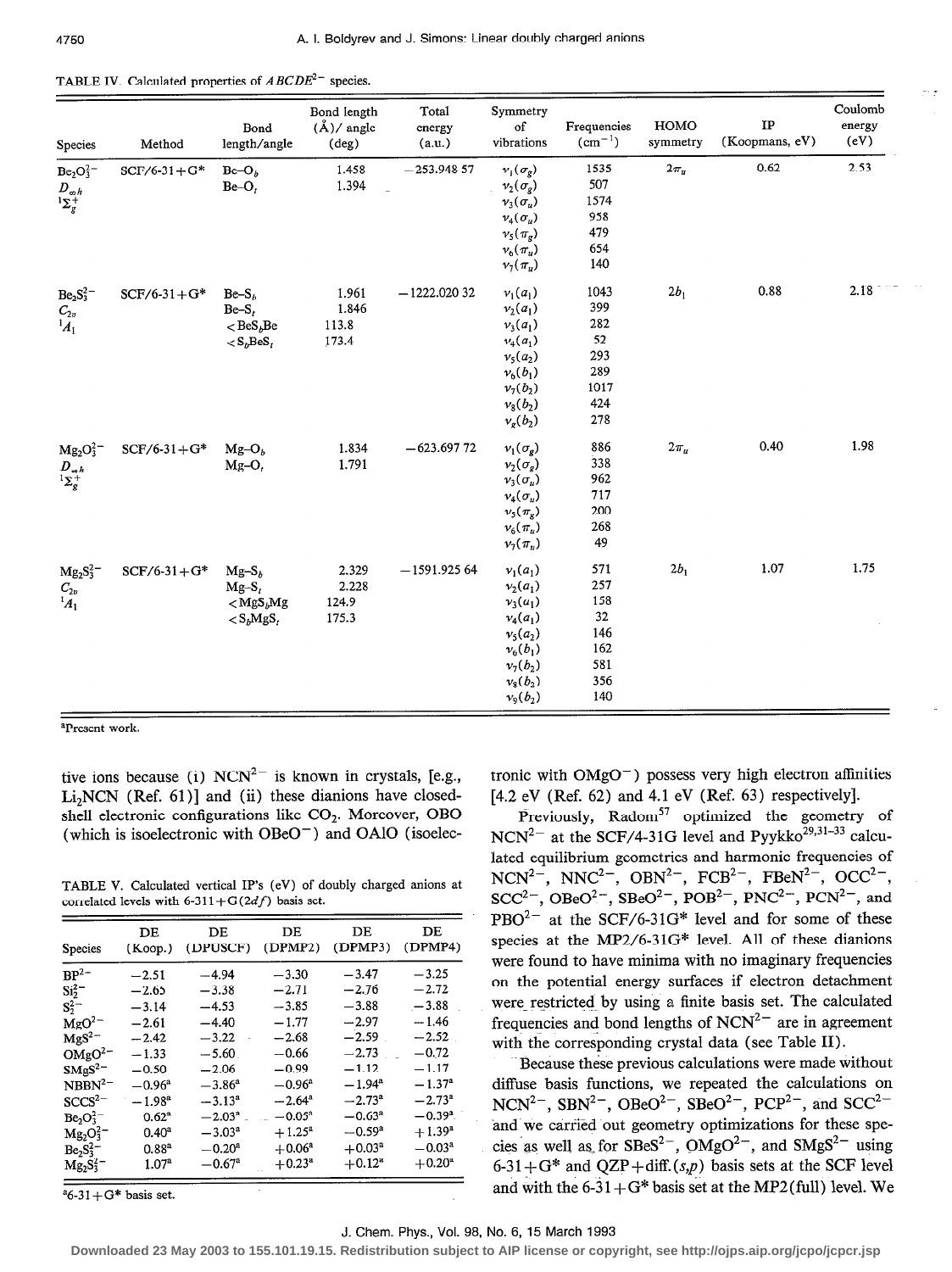TABLE IV. Calculated properties of $ABCDE^{2-}$ species.

| Species | Method | Bond length/angle | Bond length (Å)/ angle (deg) | Total energy (a.u.) | Symmetry of vibrations | Frequencies ($cm^{-1}$) | HOMO symmetry | IP (Koopmans, eV) | Coulomb energy (eV) |
|---|---|---|---|---|---|---|---|---|---|
| $Be_2O_3^{2-}$ | SCF/6-31+G* | Be–$O_b$ | 1.458 | −253.948 57 | $\nu_1(\sigma_g)$ | 1535 | $2\pi_u$ | 0.62 | 2.53 |
| $D_{\infty h}$ | | Be–$O_t$ | 1.394 | | $\nu_2(\sigma_g)$ | 507 | | | |
| $^1\Sigma_g^+$ | | | | | $\nu_3(\sigma_u)$ | 1574 | | | |
| | | | | | $\nu_4(\sigma_u)$ | 958 | | | |
| | | | | | $\nu_5(\pi_g)$ | 479 | | | |
| | | | | | $\nu_6(\pi_u)$ | 654 | | | |
| | | | | | $\nu_7(\pi_u)$ | 140 | | | |
| $Be_2S_3^{2-}$ | SCF/6-31+G* | Be–$S_b$ | 1.961 | −1222.020 32 | $\nu_1(a_1)$ | 1043 | $2b_1$ | 0.88 | 2.18 |
| $C_{2v}$ | | Be–$S_t$ | 1.846 | | $\nu_2(a_1)$ | 399 | | | |
| $^1A_1$ | | $<BeS_bBe$ | 113.8 | | $\nu_3(a_1)$ | 282 | | | |
| | | $<S_bBeS_t$ | 173.4 | | $\nu_4(a_1)$ | 52 | | | |
| | | | | | $\nu_5(a_2)$ | 293 | | | |
| | | | | | $\nu_6(b_1)$ | 289 | | | |
| | | | | | $\nu_7(b_2)$ | 1017 | | | |
| | | | | | $\nu_8(b_2)$ | 424 | | | |
| | | | | | $\nu_9(b_2)$ | 278 | | | |
| $Mg_2O_3^{2-}$ | SCF/6-31+G* | Mg–$O_b$ | 1.834 | −623.697 72 | $\nu_1(\sigma_g)$ | 886 | $2\pi_u$ | 0.40 | 1.98 |
| $D_{\infty h}$ | | Mg–$O_t$ | 1.791 | | $\nu_2(\sigma_g)$ | 338 | | | |
| $^1\Sigma_g^+$ | | | | | $\nu_3(\sigma_u)$ | 962 | | | |
| | | | | | $\nu_4(\sigma_u)$ | 717 | | | |
| | | | | | $\nu_5(\pi_g)$ | 200 | | | |
| | | | | | $\nu_6(\pi_u)$ | 268 | | | |
| | | | | | $\nu_7(\pi_u)$ | 49 | | | |
| $Mg_2S_3^{2-}$ | SCF/6-31+G* | Mg–$S_b$ | 2.329 | −1591.925 64 | $\nu_1(a_1)$ | 571 | $2b_1$ | 1.07 | 1.75 |
| $C_{2v}$ | | Mg–$S_t$ | 2.228 | | $\nu_2(a_1)$ | 257 | | | |
| $^1A_1$ | | $<MgS_bMg$ | 124.9 | | $\nu_3(a_1)$ | 158 | | | |
| | | $<S_bMgS_t$ | 175.3 | | $\nu_4(a_1)$ | 32 | | | |
| | | | | | $\nu_5(a_2)$ | 146 | | | |
| | | | | | $\nu_6(b_1)$ | 162 | | | |
| | | | | | $\nu_7(b_2)$ | 581 | | | |
| | | | | | $\nu_8(b_2)$ | 356 | | | |
| | | | | | $\nu_9(b_2)$ | 140 | | | |

[a]Present work.

tive ions because (i) $NCN^{2-}$ is known in crystals, [e.g., $Li_2NCN$ (Ref. 61)] and (ii) these dianions have closed-shell electronic configurations like $CO_2$. Moreover, OBO (which is isoelectronic with $OBeO^-$) and OAlO (isoelectronic with $OMgO^-$) possess very high electron affinities [4.2 eV (Ref. 62) and 4.1 eV (Ref. 63) respectively].

TABLE V. Calculated vertical IP's (eV) of doubly charged anions at correlated levels with 6-311+G(2*df*) basis set.

| Species | DE (Koop.) | DE (DPUSCF) | DE (DPMP2) | DE (DPMP3) | DE (DPMP4) |
|---|---|---|---|---|---|
| $BP^{2-}$ | −2.51 | −4.94 | −3.30 | −3.47 | −3.25 |
| $Si_2^{2-}$ | −2.65 | −3.38 | −2.71 | −2.76 | −2.72 |
| $S_2^{2-}$ | −3.14 | −4.53 | −3.85 | −3.88 | −3.88 |
| $MgO^{2-}$ | −2.61 | −4.40 | −1.77 | −2.97 | −1.46 |
| $MgS^{2-}$ | −2.42 | −3.22 | −2.68 | −2.59 | −2.52 |
| $OMgO^{2-}$ | −1.33 | −5.60 | −0.66 | −2.73 | −0.72 |
| $SMgS^{2-}$ | −0.50 | −2.06 | −0.99 | −1.12 | −1.17 |
| $NBBN^{2-}$ | −0.96[a] | −3.86[a] | −0.96[a] | −1.94[a] | −1.37[a] |
| $SCCS^{2-}$ | −1.98[a] | −3.13[a] | −2.64[a] | −2.73[a] | −2.73[a] |
| $Be_2O_3^{2-}$ | 0.62[a] | −2.03[a] | −0.05[a] | −0.63[a] | −0.39[a] |
| $Mg_2O_3^{2-}$ | 0.40[a] | −3.03[a] | +1.25[a] | −0.59[a] | +1.39[a] |
| $Be_2S_3^{2-}$ | 0.88[a] | −0.20[a] | +0.06[a] | +0.03[a] | −0.03[a] |
| $Mg_2S_3^{2-}$ | 1.07[a] | −0.67[a] | +0.23[a] | +0.12[a] | +0.20[a] |

[a]6-31+G* basis set.

Previously, Radom[57] optimized the geometry of $NCN^{2-}$ at the SCF/4-31G level and Pyykko[29,31–33] calculated equilibrium geometries and harmonic frequencies of $NCN^{2-}$, $NNC^{2-}$, $OBN^{2-}$, $FCB^{2-}$, $FBeN^{2-}$, $OCC^{2-}$, $SCC^{2-}$, $OBeO^{2-}$, $SBeO^{2-}$, $POB^{2-}$, $PNC^{2-}$, $PCN^{2-}$, and $PBO^{2-}$ at the SCF/6-31G* level and for some of these species at the MP2/6-31G* level. All of these dianions were found to have minima with no imaginary frequencies on the potential energy surfaces if electron detachment were restricted by using a finite basis set. The calculated frequencies and bond lengths of $NCN^{2-}$ are in agreement with the corresponding crystal data (see Table II).

Because these previous calculations were made without diffuse basis functions, we repeated the calculations on $NCN^{2-}$, $SBN^{2-}$, $OBeO^{2-}$, $SBeO^{2-}$, $PCP^{2-}$, and $SCC^{2-}$ and we carried out geometry optimizations for these species as well as for $SBeS^{2-}$, $OMgO^{2-}$, and $SMgS^{2-}$ using 6-31+G* and QZP+diff.(*s*,*p*) basis sets at the SCF level and with the 6-31+G* basis set at the MP2(full) level. We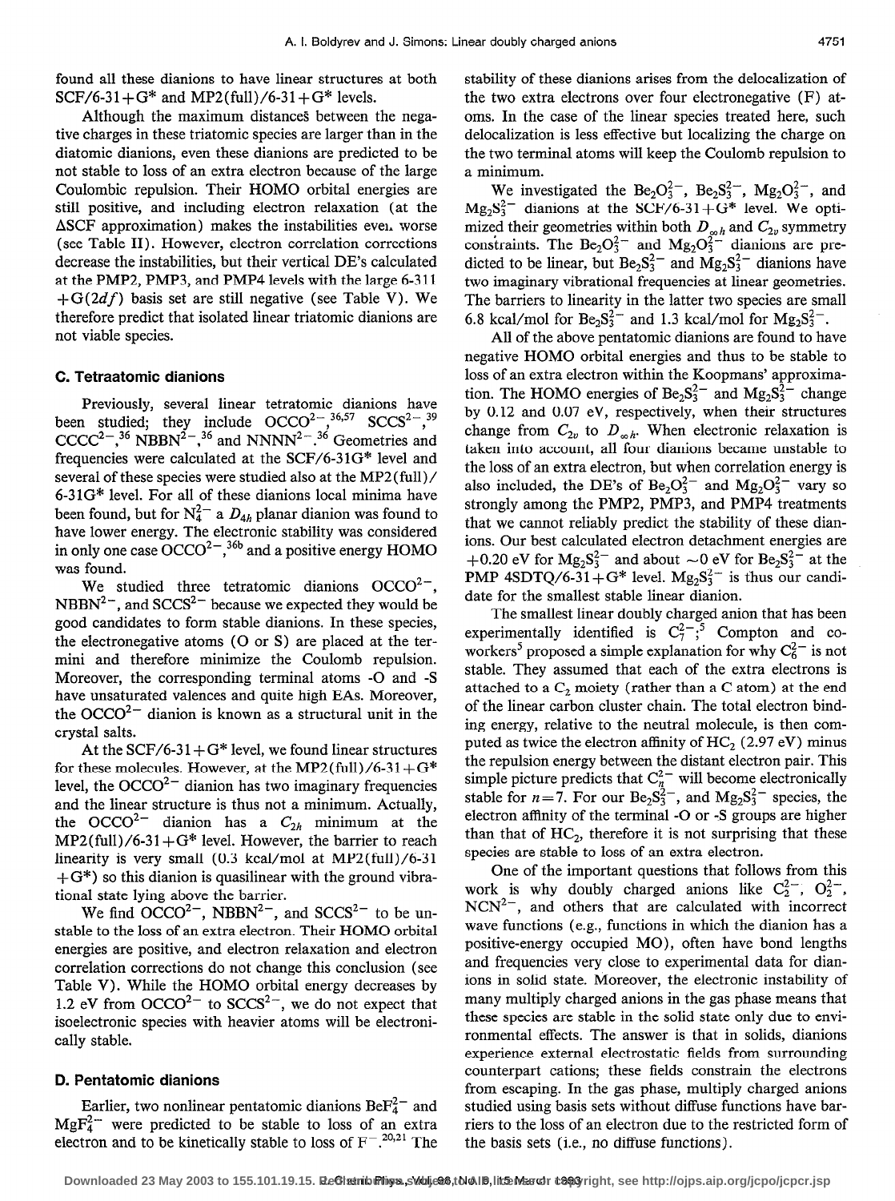found all these dianions to have linear structures at both SCF/6-31+G* and MP2(full)/6-31+G* levels.

Although the maximum distances between the negative charges in these triatomic species are larger than in the diatomic dianions, even these dianions are predicted to be not stable to loss of an extra electron because of the large Coulombic repulsion. Their HOMO orbital energies are still positive, and including electron relaxation (at the ΔSCF approximation) makes the instabilities even worse (see Table II). However, electron correlation corrections decrease the instabilities, but their vertical DE's calculated at the PMP2, PMP3, and PMP4 levels with the large 6-311+G(2$df$) basis set are still negative (see Table V). We therefore predict that isolated linear triatomic dianions are not viable species.

### C. Tetraatomic dianions

Previously, several linear tetratomic dianions have been studied; they include $OCCO^{2-}$,[36,57] $SCCS^{2-}$,[39] $CCCC^{2-}$,[36] $NBBN^{2-}$,[36] and $NNNN^{2-}$.[36] Geometries and frequencies were calculated at the SCF/6-31G* level and several of these species were studied also at the MP2(full)/6-31G* level. For all of these dianions local minima have been found, but for $N_4^{2-}$ a $D_{4h}$ planar dianion was found to have lower energy. The electronic stability was considered in only one case $OCCO^{2-}$,[36b] and a positive energy HOMO was found.

We studied three tetratomic dianions $OCCO^{2-}$, $NBBN^{2-}$, and $SCCS^{2-}$ because we expected they would be good candidates to form stable dianions. In these species, the electronegative atoms (O or S) are placed at the termini and therefore minimize the Coulomb repulsion. Moreover, the corresponding terminal atoms -O and -S have unsaturated valences and quite high EAs. Moreover, the $OCCO^{2-}$ dianion is known as a structural unit in the crystal salts.

At the SCF/6-31+G* level, we found linear structures for these molecules. However, at the MP2(full)/6-31+G* level, the $OCCO^{2-}$ dianion has two imaginary frequencies and the linear structure is thus not a minimum. Actually, the $OCCO^{2-}$ dianion has a $C_{2h}$ minimum at the MP2(full)/6-31+G* level. However, the barrier to reach linearity is very small (0.3 kcal/mol at MP2(full)/6-31+G*) so this dianion is quasilinear with the ground vibrational state lying above the barrier.

We find $OCCO^{2-}$, $NBBN^{2-}$, and $SCCS^{2-}$ to be unstable to the loss of an extra electron. Their HOMO orbital energies are positive, and electron relaxation and electron correlation corrections do not change this conclusion (see Table V). While the HOMO orbital energy decreases by 1.2 eV from $OCCO^{2-}$ to $SCCS^{2-}$, we do not expect that isoelectronic species with heavier atoms will be electronically stable.

### D. Pentatomic dianions

Earlier, two nonlinear pentatomic dianions $BeF_4^{2-}$ and $MgF_4^{2-}$ were predicted to be stable to loss of an extra electron and to be kinetically stable to loss of $F^-$.[20,21] The stability of these dianions arises from the delocalization of the two extra electrons over four electronegative (F) atoms. In the case of the linear species treated here, such delocalization is less effective but localizing the charge on the two terminal atoms will keep the Coulomb repulsion to a minimum.

We investigated the $Be_2O_3^{2-}$, $Be_2S_3^{2-}$, $Mg_2O_3^{2-}$, and $Mg_2S_3^{2-}$ dianions at the SCF/6-31+G* level. We optimized their geometries within both $D_{\infty h}$ and $C_{2v}$ symmetry constraints. The $Be_2O_3^{2-}$ and $Mg_2O_3^{2-}$ dianions are predicted to be linear, but $Be_2S_3^{2-}$ and $Mg_2S_3^{2-}$ dianions have two imaginary vibrational frequencies at linear geometries. The barriers to linearity in the latter two species are small 6.8 kcal/mol for $Be_2S_3^{2-}$ and 1.3 kcal/mol for $Mg_2S_3^{2-}$.

All of the above pentatomic dianions are found to have negative HOMO orbital energies and thus to be stable to loss of an extra electron within the Koopmans' approximation. The HOMO energies of $Be_2S_3^{2-}$ and $Mg_2S_3^{2-}$ change by 0.12 and 0.07 eV, respectively, when their structures change from $C_{2v}$ to $D_{\infty h}$. When electronic relaxation is taken into account, all four dianions became unstable to the loss of an extra electron, but when correlation energy is also included, the DE's of $Be_2O_3^{2-}$ and $Mg_2O_3^{2-}$ vary so strongly among the PMP2, PMP3, and PMP4 treatments that we cannot reliably predict the stability of these dianions. Our best calculated electron detachment energies are +0.20 eV for $Mg_2S_3^{2-}$ and about ~0 eV for $Be_2S_3^{2-}$ at the PMP 4SDTQ/6-31+G* level. $Mg_2S_3^{2-}$ is thus our candidate for the smallest stable linear dianion.

The smallest linear doubly charged anion that has been experimentally identified is $C_7^{2-}$;[5] Compton and coworkers[5] proposed a simple explanation for why $C_6^{2-}$ is not stable. They assumed that each of the extra electrons is attached to a $C_2$ moiety (rather than a C atom) at the end of the linear carbon cluster chain. The total electron binding energy, relative to the neutral molecule, is then computed as twice the electron affinity of $HC_2$ (2.97 eV) minus the repulsion energy between the distant electron pair. This simple picture predicts that $C_n^{2-}$ will become electronically stable for $n=7$. For our $Be_2S_3^{2-}$, and $Mg_2S_3^{2-}$ species, the electron affinity of the terminal -O or -S groups are higher than that of $HC_2$, therefore it is not surprising that these species are stable to loss of an extra electron.

One of the important questions that follows from this work is why doubly charged anions like $C_2^{2-}$, $O_2^{2-}$, $NCN^{2-}$, and others that are calculated with incorrect wave functions (e.g., functions in which the dianion has a positive-energy occupied MO), often have bond lengths and frequencies very close to experimental data for dianions in solid state. Moreover, the electronic instability of many multiply charged anions in the gas phase means that these species are stable in the solid state only due to environmental effects. The answer is that in solids, dianions experience external electrostatic fields from surrounding counterpart cations; these fields constrain the electrons from escaping. In the gas phase, multiply charged anions studied using basis sets without diffuse functions have barriers to the loss of an electron due to the restricted form of the basis sets (i.e., no diffuse functions).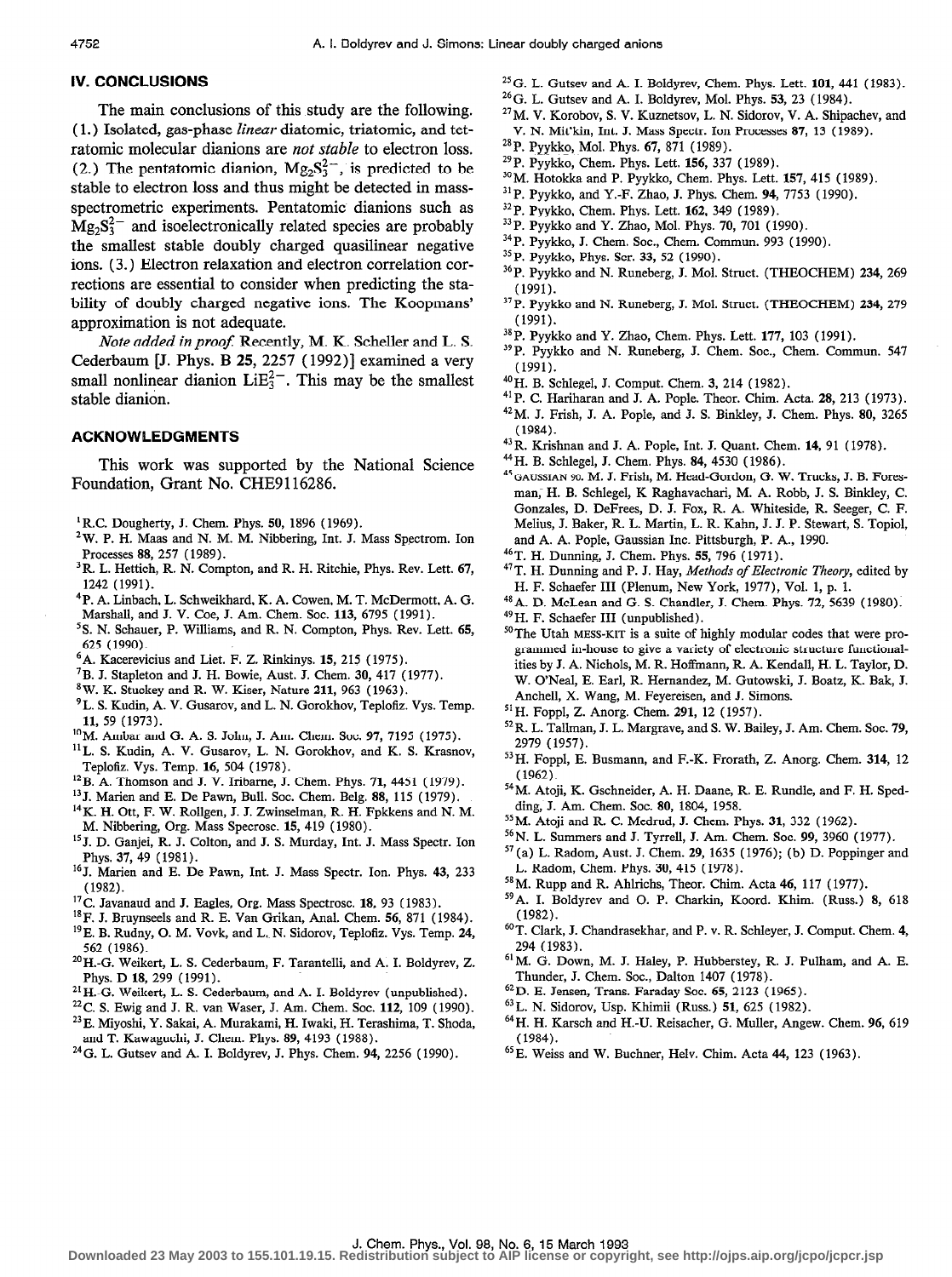## IV. CONCLUSIONS

The main conclusions of this study are the following. (1.) Isolated, gas-phase *linear* diatomic, triatomic, and tetratomic molecular dianions are *not stable* to electron loss. (2.) The pentatomic dianion, $Mg_2S_3^{2-}$, is predicted to be stable to electron loss and thus might be detected in mass-spectrometric experiments. Pentatomic dianions such as $Mg_2S_3^{2-}$ and isoelectronically related species are probably the smallest stable doubly charged quasilinear negative ions. (3.) Electron relaxation and electron correlation corrections are essential to consider when predicting the stability of doubly charged negative ions. The Koopmans' approximation is not adequate.

*Note added in proof.* Recently, M. K. Scheller and L. S. Cederbaum [J. Phys. B **25**, 2257 (1992)] examined a very small nonlinear dianion $LiE_3^{2-}$. This may be the smallest stable dianion.

## ACKNOWLEDGMENTS

This work was supported by the National Science Foundation, Grant No. CHE9116286.

[1] R.C. Dougherty, J. Chem. Phys. **50**, 1896 (1969).
[2] W. P. H. Maas and N. M. M. Nibbering, Int. J. Mass Spectrom. Ion Processes **88**, 257 (1989).
[3] R. L. Hettich, R. N. Compton, and R. H. Ritchie, Phys. Rev. Lett. **67**, 1242 (1991).
[4] P. A. Linbach, L. Schweikhard, K. A. Cowen, M. T. McDermott, A. G. Marshall, and J. V. Coe, J. Am. Chem. Soc. **113**, 6795 (1991).
[5] S. N. Schauer, P. Williams, and R. N. Compton, Phys. Rev. Lett. **65**, 625 (1990).
[6] A. Kacerevicius and Liet. F. Z. Rinkinys. **15**, 215 (1975).
[7] B. J. Stapleton and J. H. Bowie, Aust. J. Chem. **30**, 417 (1977).
[8] W. K. Stuckey and R. W. Kiser, Nature **211**, 963 (1963).
[9] L. S. Kudin, A. V. Gusarov, and L. N. Gorokhov, Teplofiz. Vys. Temp. **11**, 59 (1973).
[10] M. Ambar and G. A. S. John, J. Am. Chem. Soc. **97**, 7195 (1975).
[11] L. S. Kudin, A. V. Gusarov, L. N. Gorokhov, and K. S. Krasnov, Teplofiz. Vys. Temp. **16**, 504 (1978).
[12] B. A. Thomson and J. V. Iribarne, J. Chem. Phys. **71**, 4451 (1979).
[13] J. Marien and E. De Pawn, Bull. Soc. Chem. Belg. **88**, 115 (1979).
[14] K. H. Ott, F. W. Rollgen, J. J. Zwinselman, R. H. Fpkkens and N. M. M. Nibbering, Org. Mass Specrosc. **15**, 419 (1980).
[15] J. D. Ganjei, R. J. Colton, and J. S. Murday, Int. J. Mass Spectr. Ion Phys. **37**, 49 (1981).
[16] J. Marien and E. De Pawn, Int. J. Mass Spectr. Ion. Phys. **43**, 233 (1982).
[17] C. Javanaud and J. Eagles, Org. Mass Spectrosc. **18**, 93 (1983).
[18] F. J. Bruynseels and R. E. Van Grikan, Anal. Chem. **56**, 871 (1984).
[19] E. B. Rudny, O. M. Vovk, and L. N. Sidorov, Teplofiz. Vys. Temp. **24**, 562 (1986).
[20] H.-G. Weikert, L. S. Cederbaum, F. Tarantelli, and A. I. Boldyrev, Z. Phys. D **18**, 299 (1991).
[21] H.-G. Weikert, L. S. Cederbaum, and A. I. Boldyrev (unpublished).
[22] C. S. Ewig and J. R. van Waser, J. Am. Chem. Soc. **112**, 109 (1990).
[23] E. Miyoshi, Y. Sakai, A. Murakami, H. Iwaki, H. Terashima, T. Shoda, and T. Kawaguchi, J. Chem. Phys. **89**, 4193 (1988).
[24] G. L. Gutsev and A. I. Boldyrev, J. Phys. Chem. **94**, 2256 (1990).
[25] G. L. Gutsev and A. I. Boldyrev, Chem. Phys. Lett. **101**, 441 (1983).
[26] G. L. Gutsev and A. I. Boldyrev, Mol. Phys. **53**, 23 (1984).
[27] M. V. Korobov, S. V. Kuznetsov, L. N. Sidorov, V. A. Shipachev, and V. N. Mit'kin, Int. J. Mass Spectr. Ion Processes **87**, 13 (1989).
[28] P. Pyykko, Mol. Phys. **67**, 871 (1989).
[29] P. Pyykko, Chem. Phys. Lett. **156**, 337 (1989).
[30] M. Hotokka and P. Pyykko, Chem. Phys. Lett. **157**, 415 (1989).
[31] P. Pyykko, and Y.-F. Zhao, J. Phys. Chem. **94**, 7753 (1990).
[32] P. Pyykko, Chem. Phys. Lett. **162**, 349 (1989).
[33] P. Pyykko and Y. Zhao, Mol. Phys. **70**, 701 (1990).
[34] P. Pyykko, J. Chem. Soc., Chem. Commun. 993 (1990).
[35] P. Pyykko, Phys. Scr. **33**, 52 (1990).
[36] P. Pyykko and N. Runeberg, J. Mol. Struct. (THEOCHEM) **234**, 269 (1991).
[37] P. Pyykko and N. Runeberg, J. Mol. Struct. (THEOCHEM) **234**, 279 (1991).
[38] P. Pyykko and Y. Zhao, Chem. Phys. Lett. **177**, 103 (1991).
[39] P. Pyykko and N. Runeberg, J. Chem. Soc., Chem. Commun. 547 (1991).
[40] H. B. Schlegel, J. Comput. Chem. **3**, 214 (1982).
[41] P. C. Hariharan and J. A. Pople, Theor. Chim. Acta. **28**, 213 (1973).
[42] M. J. Frish, J. A. Pople, and J. S. Binkley, J. Chem. Phys. **80**, 3265 (1984).
[43] R. Krishnan and J. A. Pople, Int. J. Quant. Chem. **14**, 91 (1978).
[44] H. B. Schlegel, J. Chem. Phys. **84**, 4530 (1986).
[45] GAUSSIAN 90. M. J. Frish, M. Head-Gordon, G. W. Trucks, J. B. Foresman, H. B. Schlegel, K Raghavachari, M. A. Robb, J. S. Binkley, C. Gonzales, D. DeFrees, D. J. Fox, R. A. Whiteside, R. Seeger, C. F. Melius, J. Baker, R. L. Martin, L. R. Kahn, J. J. P. Stewart, S. Topiol, and A. A. Pople, Gaussian Inc. Pittsburgh, P. A., 1990.
[46] T. H. Dunning, J. Chem. Phys. **55**, 796 (1971).
[47] T. H. Dunning and P. J. Hay, *Methods of Electronic Theory*, edited by H. F. Schaefer III (Plenum, New York, 1977), Vol. 1, p. 1.
[48] A. D. McLean and G. S. Chandler, J. Chem. Phys. **72**, 5639 (1980).
[49] H. F. Schaefer III (unpublished).
[50] The Utah MESS-KIT is a suite of highly modular codes that were programmed in-house to give a variety of electronic structure functionalities by J. A. Nichols, M. R. Hoffmann, R. A. Kendall, H. L. Taylor, D. W. O'Neal, E. Earl, R. Hernandez, M. Gutowski, J. Boatz, K. Bak, J. Anchell, X. Wang, M. Feyereisen, and J. Simons.
[51] H. Foppl, Z. Anorg. Chem. **291**, 12 (1957).
[52] R. L. Tallman, J. L. Margrave, and S. W. Bailey, J. Am. Chem. Soc. **79**, 2979 (1957).
[53] H. Foppl, E. Busmann, and F.-K. Frorath, Z. Anorg. Chem. **314**, 12 (1962).
[54] M. Atoji, K. Gschneider, A. H. Daane, R. E. Rundle, and F. H. Spedding, J. Am. Chem. Soc. **80**, 1804, 1958.
[55] M. Atoji and R. C. Medrud, J. Chem. Phys. **31**, 332 (1962).
[56] N. L. Summers and J. Tyrrell, J. Am. Chem. Soc. **99**, 3960 (1977).
[57] (a) L. Radom, Aust. J. Chem. **29**, 1635 (1976); (b) D. Poppinger and L. Radom, Chem. Phys. **30**, 415 (1978).
[58] M. Rupp and R. Ahlrichs, Theor. Chim. Acta **46**, 117 (1977).
[59] A. I. Boldyrev and O. P. Charkin, Koord. Khim. (Russ.) **8**, 618 (1982).
[60] T. Clark, J. Chandrasekhar, and P. v. R. Schleyer, J. Comput. Chem. **4**, 294 (1983).
[61] M. G. Down, M. J. Haley, P. Hubberstey, R. J. Pulham, and A. E. Thunder, J. Chem. Soc., Dalton 1407 (1978).
[62] D. E. Jensen, Trans. Faraday Soc. **65**, 2123 (1965).
[63] L. N. Sidorov, Usp. Khimii (Russ.) **51**, 625 (1982).
[64] H. H. Karsch and H.-U. Reisacher, G. Muller, Angew. Chem. **96**, 619 (1984).
[65] E. Weiss and W. Buchner, Helv. Chim. Acta **44**, 123 (1963).